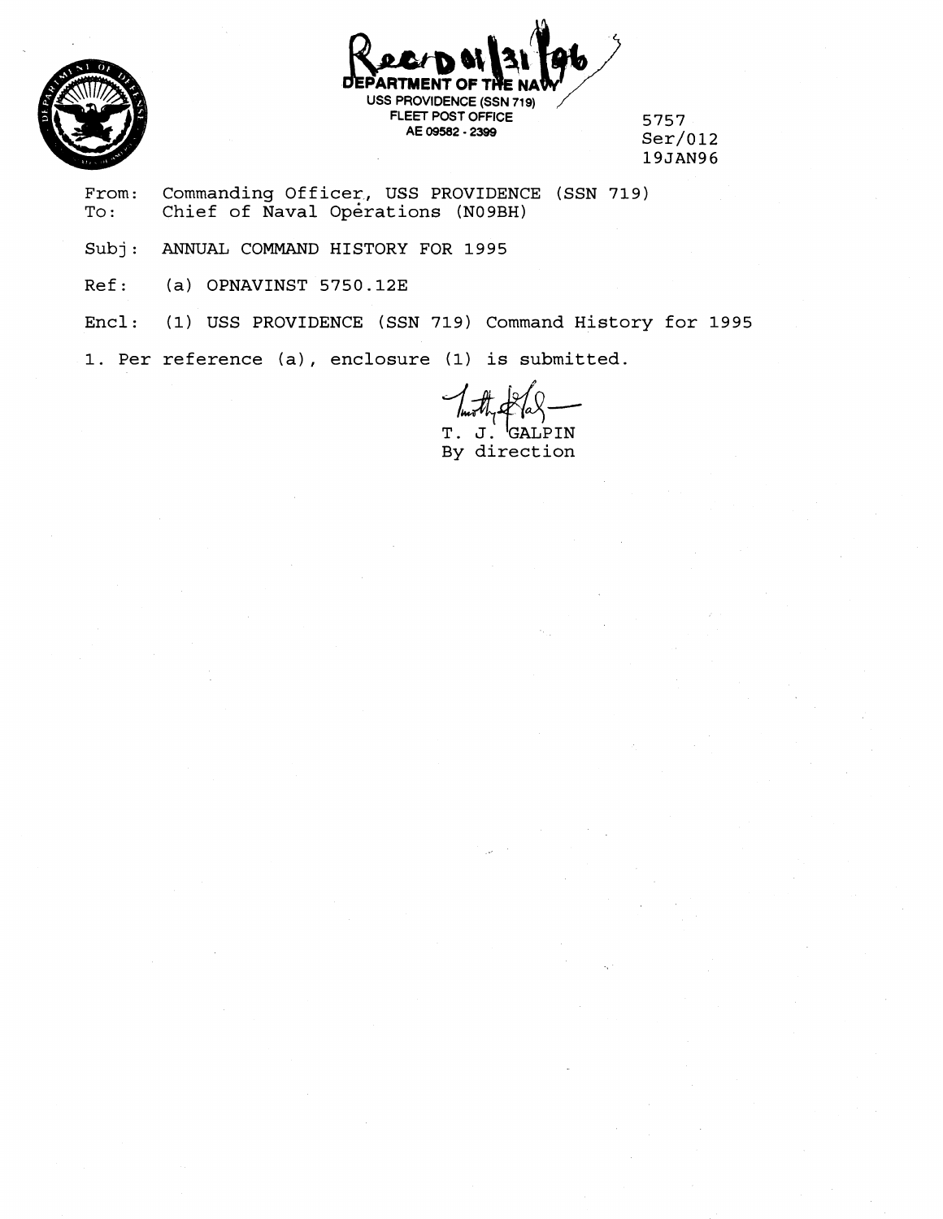Rec'd 01/31/96

DEPARTMENT OF THE NAVY
USS PROVIDENCE (SSN 719)
FLEET POST OFFICE
AE 09582 - 2399

5757
Ser/012
19JAN96

From: Commanding Officer, USS PROVIDENCE (SSN 719)
To: Chief of Naval Operations (N09BH)

Subj: ANNUAL COMMAND HISTORY FOR 1995

Ref: (a) OPNAVINST 5750.12E

Encl: (1) USS PROVIDENCE (SSN 719) Command History for 1995

1. Per reference (a), enclosure (1) is submitted.

T. J. GALPIN
By direction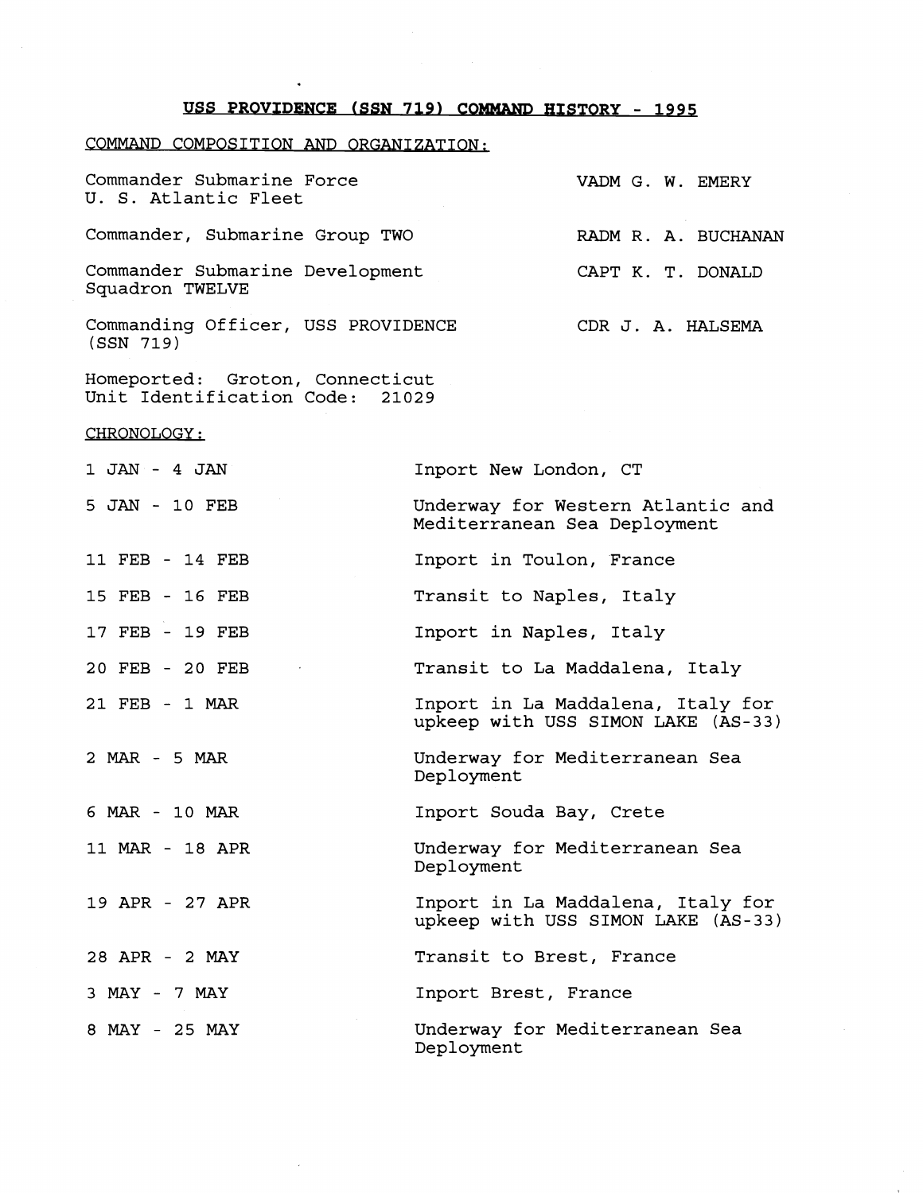# USS PROVIDENCE (SSN 719) COMMAND HISTORY - 1995

COMMAND COMPOSITION AND ORGANIZATION:

| | |
|---|---|
| Commander Submarine Force U. S. Atlantic Fleet | VADM G. W. EMERY |
| Commander, Submarine Group TWO | RADM R. A. BUCHANAN |
| Commander Submarine Development Squadron TWELVE | CAPT K. T. DONALD |
| Commanding Officer, USS PROVIDENCE (SSN 719) | CDR J. A. HALSEMA |

Homeported: Groton, Connecticut
Unit Identification Code: 21029

CHRONOLOGY:

| | |
|---|---|
| 1 JAN - 4 JAN | Inport New London, CT |
| 5 JAN - 10 FEB | Underway for Western Atlantic and Mediterranean Sea Deployment |
| 11 FEB - 14 FEB | Inport in Toulon, France |
| 15 FEB - 16 FEB | Transit to Naples, Italy |
| 17 FEB - 19 FEB | Inport in Naples, Italy |
| 20 FEB - 20 FEB | Transit to La Maddalena, Italy |
| 21 FEB - 1 MAR | Inport in La Maddalena, Italy for upkeep with USS SIMON LAKE (AS-33) |
| 2 MAR - 5 MAR | Underway for Mediterranean Sea Deployment |
| 6 MAR - 10 MAR | Inport Souda Bay, Crete |
| 11 MAR - 18 APR | Underway for Mediterranean Sea Deployment |
| 19 APR - 27 APR | Inport in La Maddalena, Italy for upkeep with USS SIMON LAKE (AS-33) |
| 28 APR - 2 MAY | Transit to Brest, France |
| 3 MAY - 7 MAY | Inport Brest, France |
| 8 MAY - 25 MAY | Underway for Mediterranean Sea Deployment |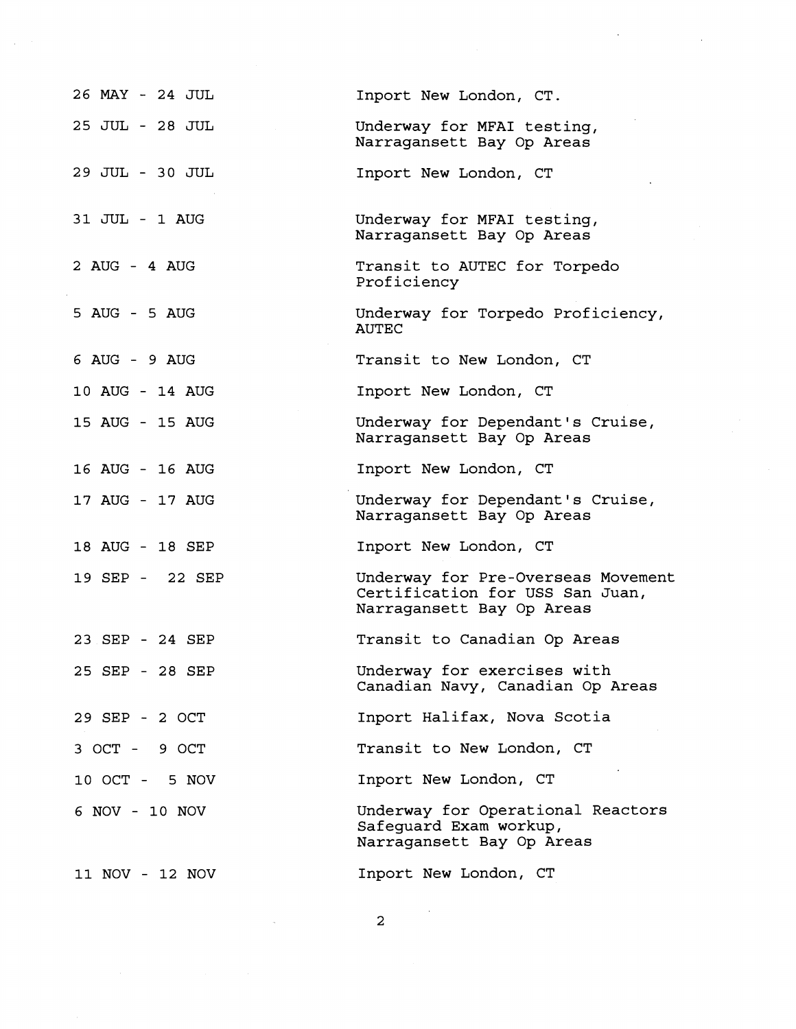| | |
|---|---|
| 26 MAY - 24 JUL | Inport New London, CT. |
| 25 JUL - 28 JUL | Underway for MFAI testing, Narragansett Bay Op Areas |
| 29 JUL - 30 JUL | Inport New London, CT |
| 31 JUL - 1 AUG | Underway for MFAI testing, Narragansett Bay Op Areas |
| 2 AUG - 4 AUG | Transit to AUTEC for Torpedo Proficiency |
| 5 AUG - 5 AUG | Underway for Torpedo Proficiency, AUTEC |
| 6 AUG - 9 AUG | Transit to New London, CT |
| 10 AUG - 14 AUG | Inport New London, CT |
| 15 AUG - 15 AUG | Underway for Dependant's Cruise, Narragansett Bay Op Areas |
| 16 AUG - 16 AUG | Inport New London, CT |
| 17 AUG - 17 AUG | Underway for Dependant's Cruise, Narragansett Bay Op Areas |
| 18 AUG - 18 SEP | Inport New London, CT |
| 19 SEP - 22 SEP | Underway for Pre-Overseas Movement Certification for USS San Juan, Narragansett Bay Op Areas |
| 23 SEP - 24 SEP | Transit to Canadian Op Areas |
| 25 SEP - 28 SEP | Underway for exercises with Canadian Navy, Canadian Op Areas |
| 29 SEP - 2 OCT | Inport Halifax, Nova Scotia |
| 3 OCT - 9 OCT | Transit to New London, CT |
| 10 OCT - 5 NOV | Inport New London, CT |
| 6 NOV - 10 NOV | Underway for Operational Reactors Safeguard Exam workup, Narragansett Bay Op Areas |
| 11 NOV - 12 NOV | Inport New London, CT |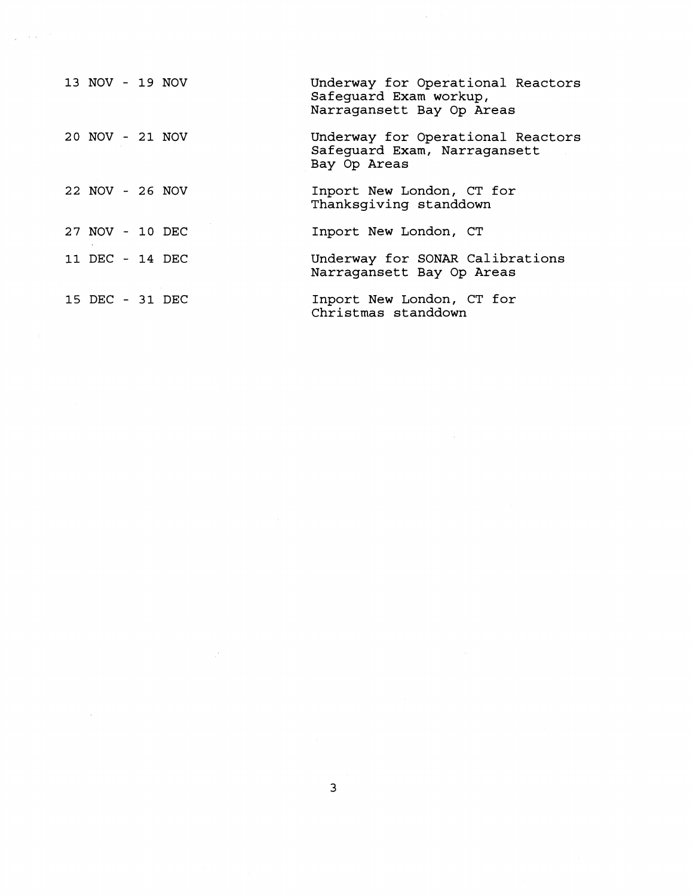| | |
|---|---|
| 13 NOV - 19 NOV | Underway for Operational Reactors Safeguard Exam workup, Narragansett Bay Op Areas |
| 20 NOV - 21 NOV | Underway for Operational Reactors Safeguard Exam, Narragansett Bay Op Areas |
| 22 NOV - 26 NOV | Inport New London, CT for Thanksgiving standdown |
| 27 NOV - 10 DEC | Inport New London, CT |
| 11 DEC - 14 DEC | Underway for SONAR Calibrations Narragansett Bay Op Areas |
| 15 DEC - 31 DEC | Inport New London, CT for Christmas standdown |